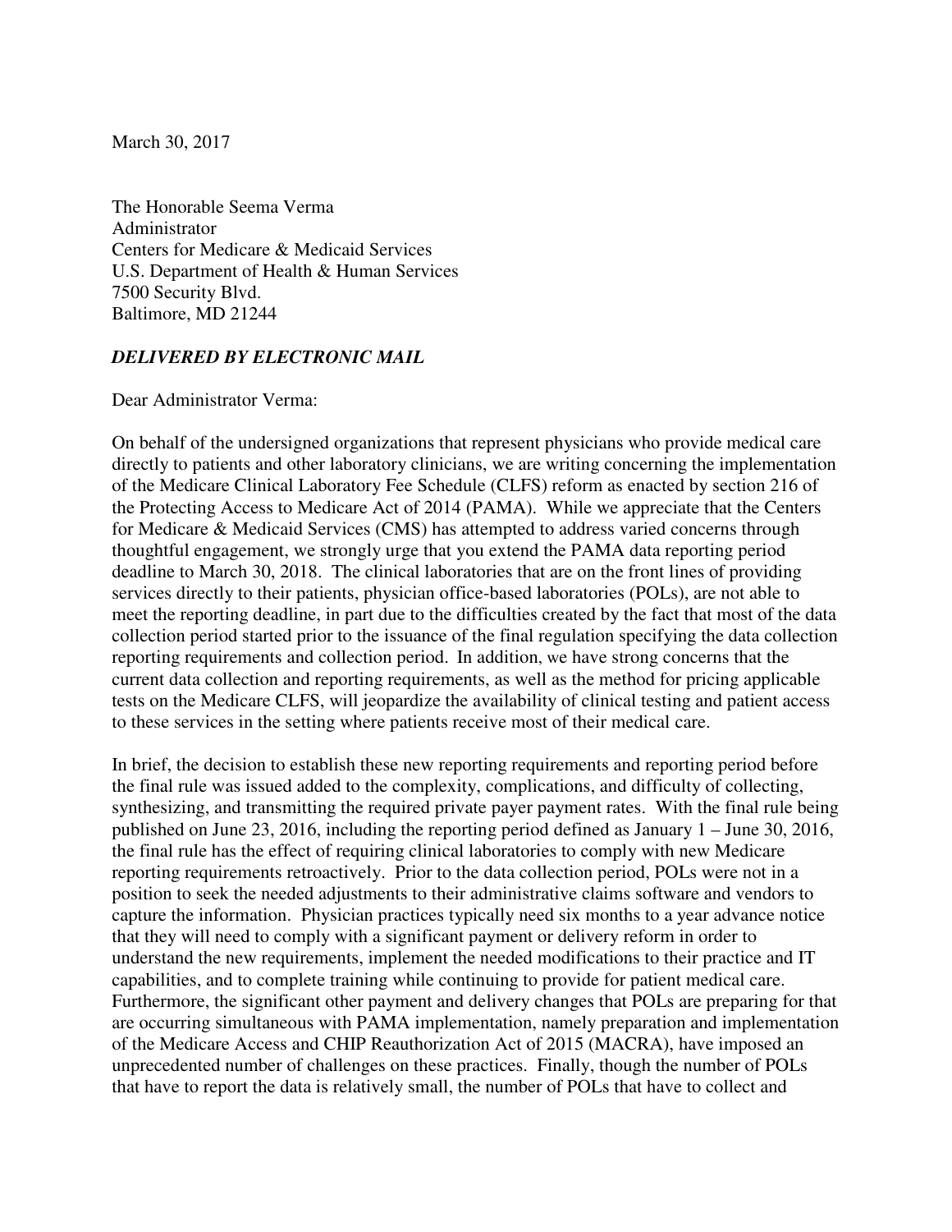March 30, 2017

The Honorable Seema Verma
Administrator
Centers for Medicare & Medicaid Services
U.S. Department of Health & Human Services
7500 Security Blvd.
Baltimore, MD 21244

***DELIVERED BY ELECTRONIC MAIL***

Dear Administrator Verma:

On behalf of the undersigned organizations that represent physicians who provide medical care directly to patients and other laboratory clinicians, we are writing concerning the implementation of the Medicare Clinical Laboratory Fee Schedule (CLFS) reform as enacted by section 216 of the Protecting Access to Medicare Act of 2014 (PAMA). While we appreciate that the Centers for Medicare & Medicaid Services (CMS) has attempted to address varied concerns through thoughtful engagement, we strongly urge that you extend the PAMA data reporting period deadline to March 30, 2018. The clinical laboratories that are on the front lines of providing services directly to their patients, physician office-based laboratories (POLs), are not able to meet the reporting deadline, in part due to the difficulties created by the fact that most of the data collection period started prior to the issuance of the final regulation specifying the data collection reporting requirements and collection period. In addition, we have strong concerns that the current data collection and reporting requirements, as well as the method for pricing applicable tests on the Medicare CLFS, will jeopardize the availability of clinical testing and patient access to these services in the setting where patients receive most of their medical care.

In brief, the decision to establish these new reporting requirements and reporting period before the final rule was issued added to the complexity, complications, and difficulty of collecting, synthesizing, and transmitting the required private payer payment rates. With the final rule being published on June 23, 2016, including the reporting period defined as January 1 – June 30, 2016, the final rule has the effect of requiring clinical laboratories to comply with new Medicare reporting requirements retroactively. Prior to the data collection period, POLs were not in a position to seek the needed adjustments to their administrative claims software and vendors to capture the information. Physician practices typically need six months to a year advance notice that they will need to comply with a significant payment or delivery reform in order to understand the new requirements, implement the needed modifications to their practice and IT capabilities, and to complete training while continuing to provide for patient medical care. Furthermore, the significant other payment and delivery changes that POLs are preparing for that are occurring simultaneous with PAMA implementation, namely preparation and implementation of the Medicare Access and CHIP Reauthorization Act of 2015 (MACRA), have imposed an unprecedented number of challenges on these practices. Finally, though the number of POLs that have to report the data is relatively small, the number of POLs that have to collect and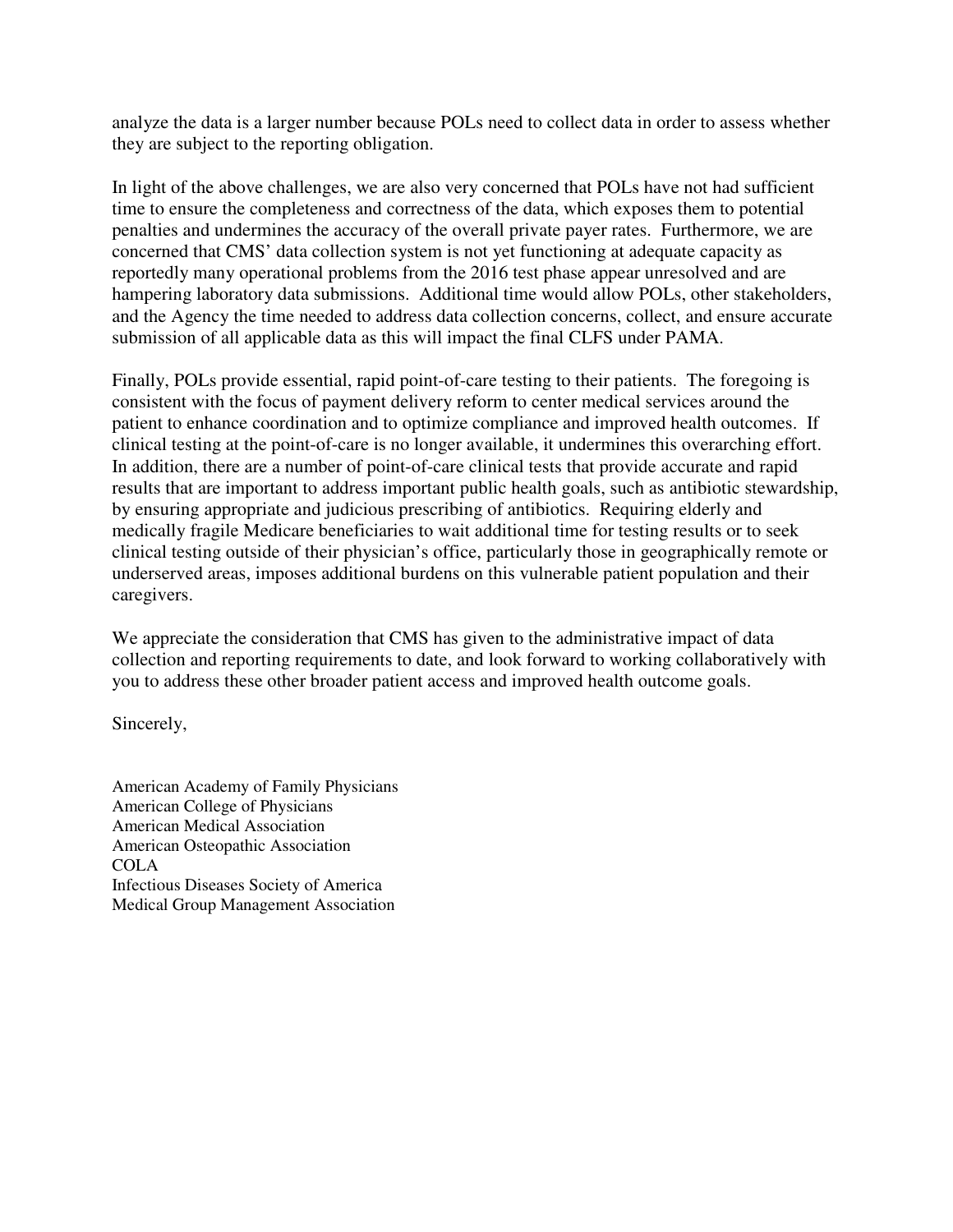analyze the data is a larger number because POLs need to collect data in order to assess whether they are subject to the reporting obligation.

In light of the above challenges, we are also very concerned that POLs have not had sufficient time to ensure the completeness and correctness of the data, which exposes them to potential penalties and undermines the accuracy of the overall private payer rates. Furthermore, we are concerned that CMS' data collection system is not yet functioning at adequate capacity as reportedly many operational problems from the 2016 test phase appear unresolved and are hampering laboratory data submissions. Additional time would allow POLs, other stakeholders, and the Agency the time needed to address data collection concerns, collect, and ensure accurate submission of all applicable data as this will impact the final CLFS under PAMA.

Finally, POLs provide essential, rapid point-of-care testing to their patients. The foregoing is consistent with the focus of payment delivery reform to center medical services around the patient to enhance coordination and to optimize compliance and improved health outcomes. If clinical testing at the point-of-care is no longer available, it undermines this overarching effort. In addition, there are a number of point-of-care clinical tests that provide accurate and rapid results that are important to address important public health goals, such as antibiotic stewardship, by ensuring appropriate and judicious prescribing of antibiotics. Requiring elderly and medically fragile Medicare beneficiaries to wait additional time for testing results or to seek clinical testing outside of their physician's office, particularly those in geographically remote or underserved areas, imposes additional burdens on this vulnerable patient population and their caregivers.

We appreciate the consideration that CMS has given to the administrative impact of data collection and reporting requirements to date, and look forward to working collaboratively with you to address these other broader patient access and improved health outcome goals.

Sincerely,

American Academy of Family Physicians
American College of Physicians
American Medical Association
American Osteopathic Association
COLA
Infectious Diseases Society of America
Medical Group Management Association